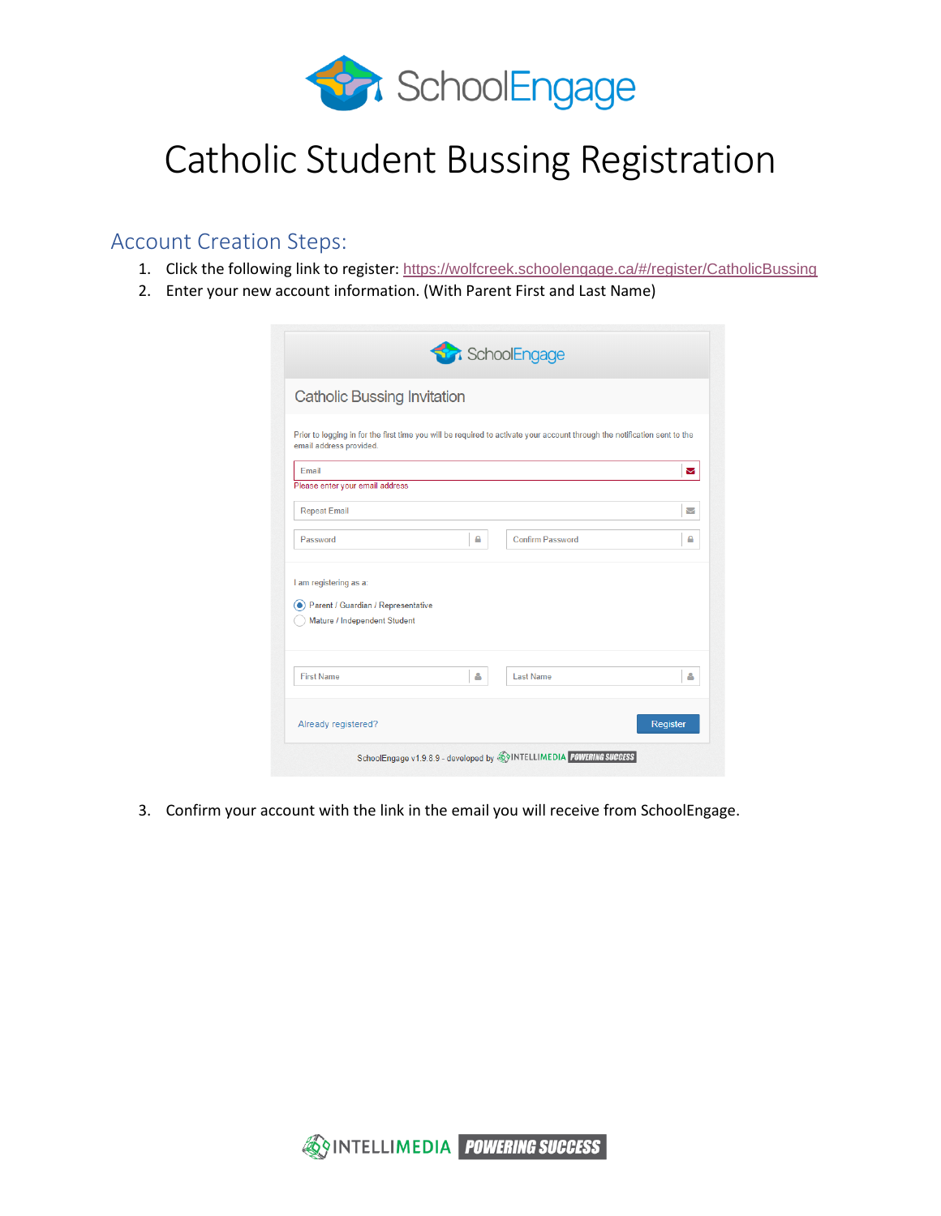// SchoolEngage

# Catholic Student Bussing Registration

## Account Creation Steps:

1. Click the following link to register: https://wolfcreek.schoolengage.ca/#/register/CatholicBussing
2. Enter your new account information. (With Parent First and Last Name)

3. Confirm your account with the link in the email you will receive from SchoolEngage.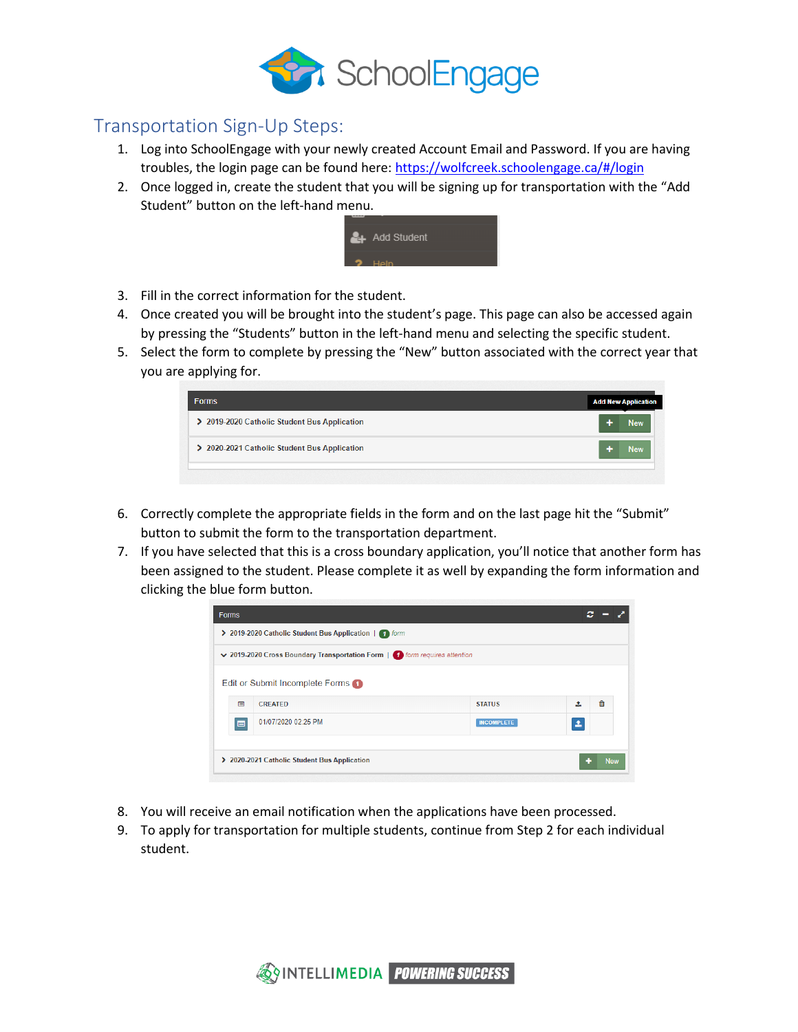## Transportation Sign-Up Steps:

1. Log into SchoolEngage with your newly created Account Email and Password. If you are having troubles, the login page can be found here: https://wolfcreek.schoolengage.ca/#/login
2. Once logged in, create the student that you will be signing up for transportation with the "Add Student" button on the left-hand menu.
3. Fill in the correct information for the student.
4. Once created you will be brought into the student's page. This page can also be accessed again by pressing the "Students" button in the left-hand menu and selecting the specific student.
5. Select the form to complete by pressing the "New" button associated with the correct year that you are applying for.
6. Correctly complete the appropriate fields in the form and on the last page hit the "Submit" button to submit the form to the transportation department.
7. If you have selected that this is a cross boundary application, you'll notice that another form has been assigned to the student. Please complete it as well by expanding the form information and clicking the blue form button.
8. You will receive an email notification when the applications have been processed.
9. To apply for transportation for multiple students, continue from Step 2 for each individual student.